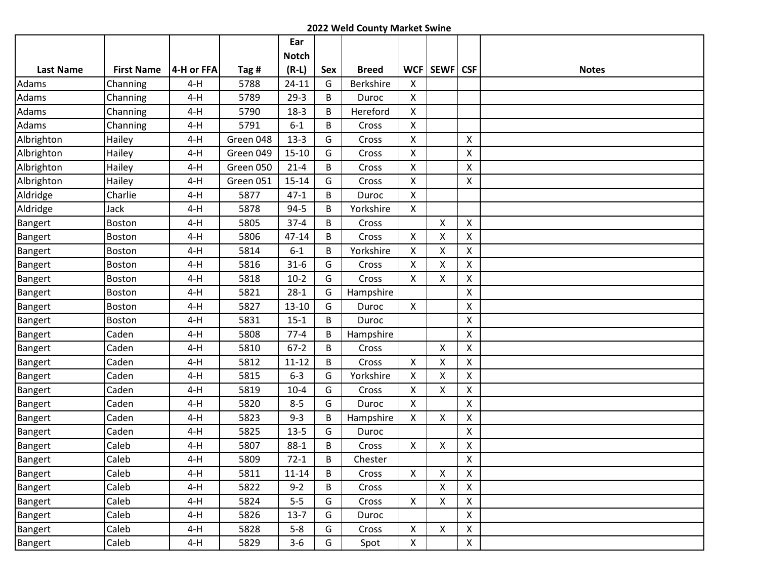## 2022 Weld County Market Swine

| Last Name | First Name | 4-H or FFA | Tag # | Ear Notch (R-L) | Sex | Breed | WCF | SEWF | CSF | Notes |
|---|---|---|---|---|---|---|---|---|---|---|
| Adams | Channing | 4-H | 5788 | 24-11 | G | Berkshire | X | | | |
| Adams | Channing | 4-H | 5789 | 29-3 | B | Duroc | X | | | |
| Adams | Channing | 4-H | 5790 | 18-3 | B | Hereford | X | | | |
| Adams | Channing | 4-H | 5791 | 6-1 | B | Cross | X | | | |
| Albrighton | Hailey | 4-H | Green 048 | 13-3 | G | Cross | X | | X | |
| Albrighton | Hailey | 4-H | Green 049 | 15-10 | G | Cross | X | | X | |
| Albrighton | Hailey | 4-H | Green 050 | 21-4 | B | Cross | X | | X | |
| Albrighton | Hailey | 4-H | Green 051 | 15-14 | G | Cross | X | | X | |
| Aldridge | Charlie | 4-H | 5877 | 47-1 | B | Duroc | X | | | |
| Aldridge | Jack | 4-H | 5878 | 94-5 | B | Yorkshire | X | | | |
| Bangert | Boston | 4-H | 5805 | 37-4 | B | Cross | | X | X | |
| Bangert | Boston | 4-H | 5806 | 47-14 | B | Cross | X | X | X | |
| Bangert | Boston | 4-H | 5814 | 6-1 | B | Yorkshire | X | X | X | |
| Bangert | Boston | 4-H | 5816 | 31-6 | G | Cross | X | X | X | |
| Bangert | Boston | 4-H | 5818 | 10-2 | G | Cross | X | X | X | |
| Bangert | Boston | 4-H | 5821 | 28-1 | G | Hampshire | | | X | |
| Bangert | Boston | 4-H | 5827 | 13-10 | G | Duroc | X | | X | |
| Bangert | Boston | 4-H | 5831 | 15-1 | B | Duroc | | | X | |
| Bangert | Caden | 4-H | 5808 | 77-4 | B | Hampshire | | | X | |
| Bangert | Caden | 4-H | 5810 | 67-2 | B | Cross | | X | X | |
| Bangert | Caden | 4-H | 5812 | 11-12 | B | Cross | X | X | X | |
| Bangert | Caden | 4-H | 5815 | 6-3 | G | Yorkshire | X | X | X | |
| Bangert | Caden | 4-H | 5819 | 10-4 | G | Cross | X | X | X | |
| Bangert | Caden | 4-H | 5820 | 8-5 | G | Duroc | X | | X | |
| Bangert | Caden | 4-H | 5823 | 9-3 | B | Hampshire | X | X | X | |
| Bangert | Caden | 4-H | 5825 | 13-5 | G | Duroc | | | X | |
| Bangert | Caleb | 4-H | 5807 | 88-1 | B | Cross | X | X | X | |
| Bangert | Caleb | 4-H | 5809 | 72-1 | B | Chester | | | X | |
| Bangert | Caleb | 4-H | 5811 | 11-14 | B | Cross | X | X | X | |
| Bangert | Caleb | 4-H | 5822 | 9-2 | B | Cross | | X | X | |
| Bangert | Caleb | 4-H | 5824 | 5-5 | G | Cross | X | X | X | |
| Bangert | Caleb | 4-H | 5826 | 13-7 | G | Duroc | | | X | |
| Bangert | Caleb | 4-H | 5828 | 5-8 | G | Cross | X | X | X | |
| Bangert | Caleb | 4-H | 5829 | 3-6 | G | Spot | X | | X | |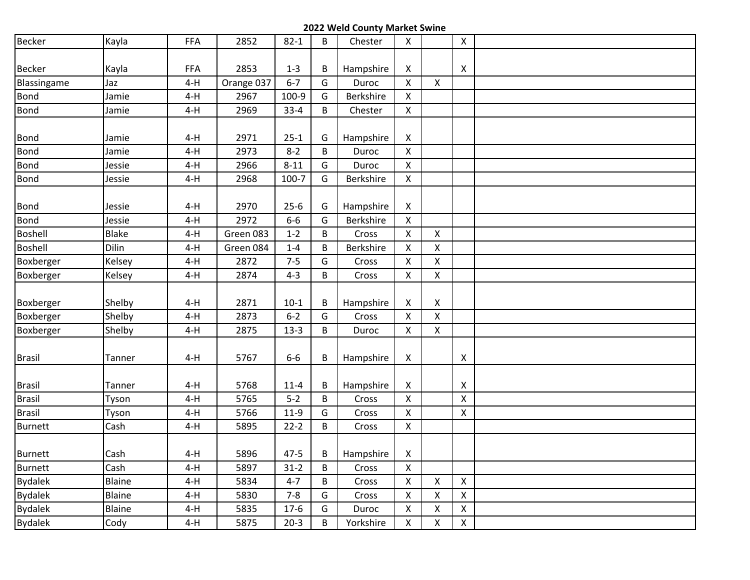## 2022 Weld County Market Swine

| | | | | | | | | | | |
|---|---|---|---|---|---|---|---|---|---|---|
| Becker | Kayla | FFA | 2852 | 82-1 | B | Chester | X | | X | |
| Becker | Kayla | FFA | 2853 | 1-3 | B | Hampshire | X | | X | |
| Blassingame | Jaz | 4-H | Orange 037 | 6-7 | G | Duroc | X | X | | |
| Bond | Jamie | 4-H | 2967 | 100-9 | G | Berkshire | X | | | |
| Bond | Jamie | 4-H | 2969 | 33-4 | B | Chester | X | | | |
| Bond | Jamie | 4-H | 2971 | 25-1 | G | Hampshire | X | | | |
| Bond | Jamie | 4-H | 2973 | 8-2 | B | Duroc | X | | | |
| Bond | Jessie | 4-H | 2966 | 8-11 | G | Duroc | X | | | |
| Bond | Jessie | 4-H | 2968 | 100-7 | G | Berkshire | X | | | |
| Bond | Jessie | 4-H | 2970 | 25-6 | G | Hampshire | X | | | |
| Bond | Jessie | 4-H | 2972 | 6-6 | G | Berkshire | X | | | |
| Boshell | Blake | 4-H | Green 083 | 1-2 | B | Cross | X | X | | |
| Boshell | Dilin | 4-H | Green 084 | 1-4 | B | Berkshire | X | X | | |
| Boxberger | Kelsey | 4-H | 2872 | 7-5 | G | Cross | X | X | | |
| Boxberger | Kelsey | 4-H | 2874 | 4-3 | B | Cross | X | X | | |
| Boxberger | Shelby | 4-H | 2871 | 10-1 | B | Hampshire | X | X | | |
| Boxberger | Shelby | 4-H | 2873 | 6-2 | G | Cross | X | X | | |
| Boxberger | Shelby | 4-H | 2875 | 13-3 | B | Duroc | X | X | | |
| Brasil | Tanner | 4-H | 5767 | 6-6 | B | Hampshire | X | | X | |
| Brasil | Tanner | 4-H | 5768 | 11-4 | B | Hampshire | X | | X | |
| Brasil | Tyson | 4-H | 5765 | 5-2 | B | Cross | X | | X | |
| Brasil | Tyson | 4-H | 5766 | 11-9 | G | Cross | X | | X | |
| Burnett | Cash | 4-H | 5895 | 22-2 | B | Cross | X | | | |
| Burnett | Cash | 4-H | 5896 | 47-5 | B | Hampshire | X | | | |
| Burnett | Cash | 4-H | 5897 | 31-2 | B | Cross | X | | | |
| Bydalek | Blaine | 4-H | 5834 | 4-7 | B | Cross | X | X | X | |
| Bydalek | Blaine | 4-H | 5830 | 7-8 | G | Cross | X | X | X | |
| Bydalek | Blaine | 4-H | 5835 | 17-6 | G | Duroc | X | X | X | |
| Bydalek | Cody | 4-H | 5875 | 20-3 | B | Yorkshire | X | X | X | |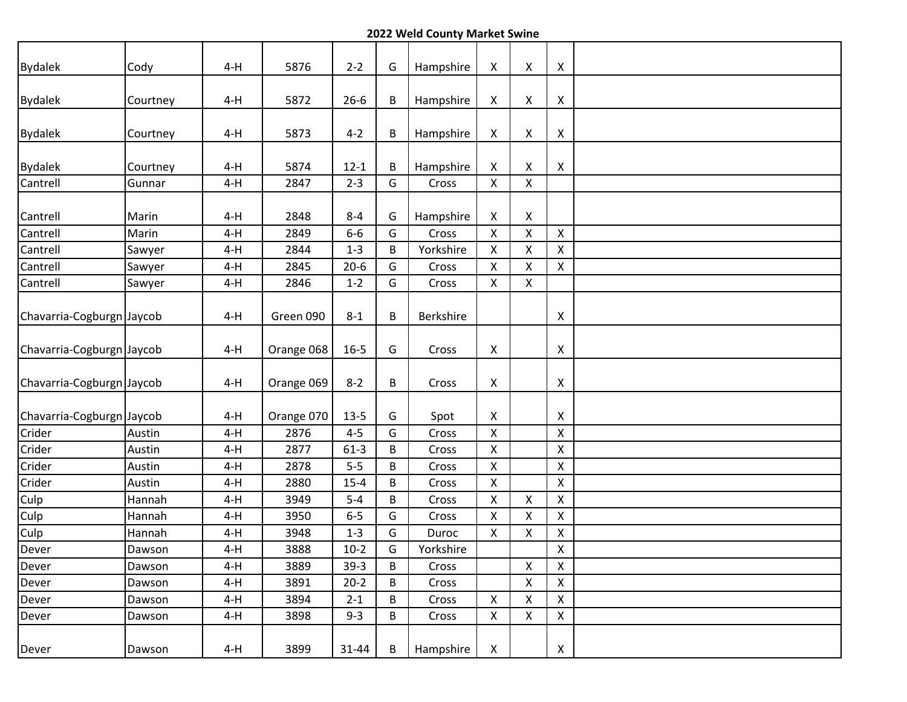## 2022 Weld County Market Swine

| | | | | | | | | | | |
|---|---|---|---|---|---|---|---|---|---|---|
| Bydalek | Cody | 4-H | 5876 | 2-2 | G | Hampshire | X | X | X | |
| Bydalek | Courtney | 4-H | 5872 | 26-6 | B | Hampshire | X | X | X | |
| Bydalek | Courtney | 4-H | 5873 | 4-2 | B | Hampshire | X | X | X | |
| Bydalek | Courtney | 4-H | 5874 | 12-1 | B | Hampshire | X | X | X | |
| Cantrell | Gunnar | 4-H | 2847 | 2-3 | G | Cross | X | X | | |
| Cantrell | Marin | 4-H | 2848 | 8-4 | G | Hampshire | X | X | | |
| Cantrell | Marin | 4-H | 2849 | 6-6 | G | Cross | X | X | X | |
| Cantrell | Sawyer | 4-H | 2844 | 1-3 | B | Yorkshire | X | X | X | |
| Cantrell | Sawyer | 4-H | 2845 | 20-6 | G | Cross | X | X | X | |
| Cantrell | Sawyer | 4-H | 2846 | 1-2 | G | Cross | X | X | | |
| Chavarria-Cogburgn | Jaycob | 4-H | Green 090 | 8-1 | B | Berkshire | | | X | |
| Chavarria-Cogburgn | Jaycob | 4-H | Orange 068 | 16-5 | G | Cross | X | | X | |
| Chavarria-Cogburgn | Jaycob | 4-H | Orange 069 | 8-2 | B | Cross | X | | X | |
| Chavarria-Cogburgn | Jaycob | 4-H | Orange 070 | 13-5 | G | Spot | X | | X | |
| Crider | Austin | 4-H | 2876 | 4-5 | G | Cross | X | | X | |
| Crider | Austin | 4-H | 2877 | 61-3 | B | Cross | X | | X | |
| Crider | Austin | 4-H | 2878 | 5-5 | B | Cross | X | | X | |
| Crider | Austin | 4-H | 2880 | 15-4 | B | Cross | X | | X | |
| Culp | Hannah | 4-H | 3949 | 5-4 | B | Cross | X | X | X | |
| Culp | Hannah | 4-H | 3950 | 6-5 | G | Cross | X | X | X | |
| Culp | Hannah | 4-H | 3948 | 1-3 | G | Duroc | X | X | X | |
| Dever | Dawson | 4-H | 3888 | 10-2 | G | Yorkshire | | | X | |
| Dever | Dawson | 4-H | 3889 | 39-3 | B | Cross | | X | X | |
| Dever | Dawson | 4-H | 3891 | 20-2 | B | Cross | | X | X | |
| Dever | Dawson | 4-H | 3894 | 2-1 | B | Cross | X | X | X | |
| Dever | Dawson | 4-H | 3898 | 9-3 | B | Cross | X | X | X | |
| Dever | Dawson | 4-H | 3899 | 31-44 | B | Hampshire | X | | X | |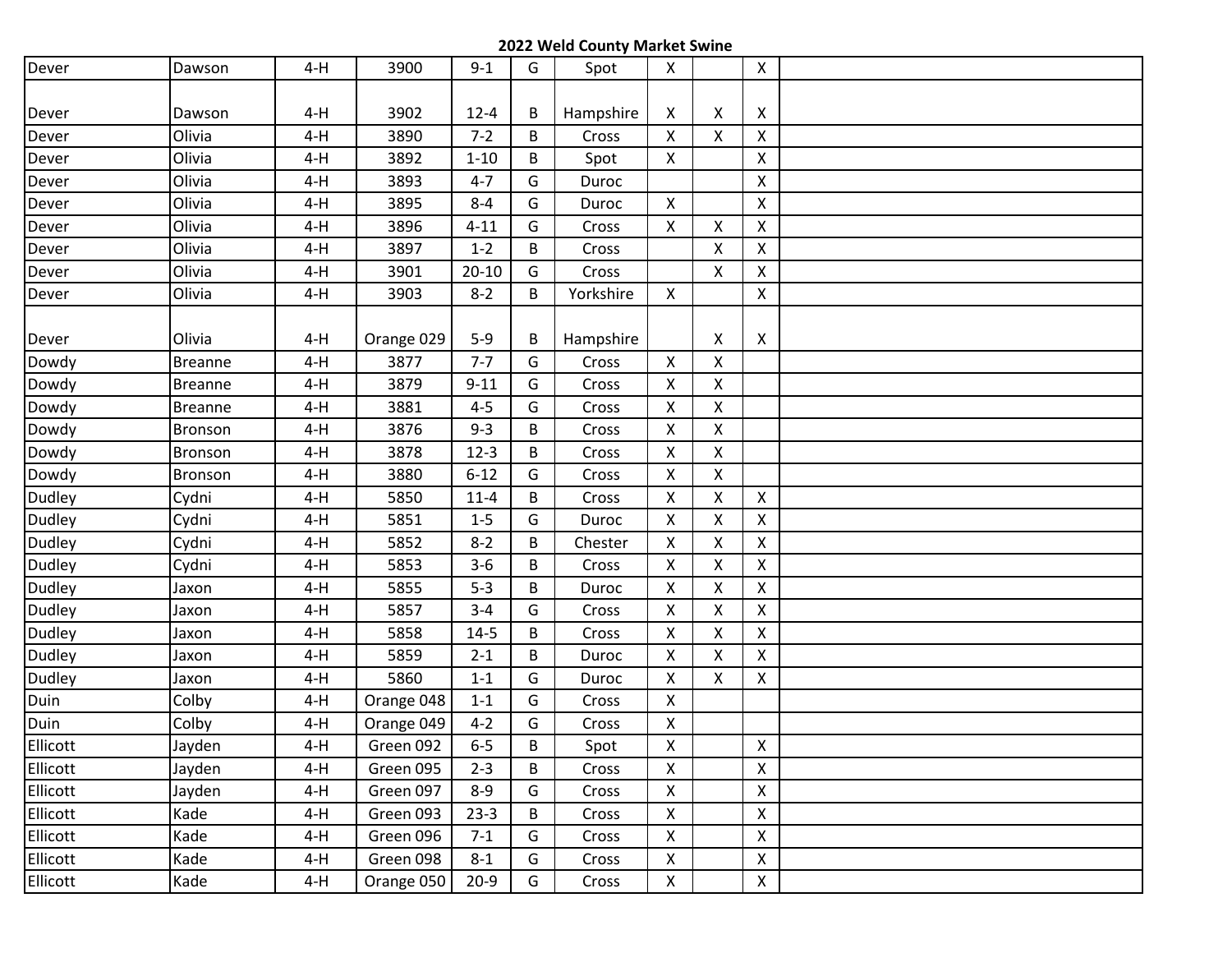# 2022 Weld County Market Swine

| | | | | | | | | | | |
|---|---|---|---|---|---|---|---|---|---|---|
| Dever | Dawson | 4-H | 3900 | 9-1 | G | Spot | X | | X | |
| Dever | Dawson | 4-H | 3902 | 12-4 | B | Hampshire | X | X | X | |
| Dever | Olivia | 4-H | 3890 | 7-2 | B | Cross | X | X | X | |
| Dever | Olivia | 4-H | 3892 | 1-10 | B | Spot | X | | X | |
| Dever | Olivia | 4-H | 3893 | 4-7 | G | Duroc | | | X | |
| Dever | Olivia | 4-H | 3895 | 8-4 | G | Duroc | X | | X | |
| Dever | Olivia | 4-H | 3896 | 4-11 | G | Cross | X | X | X | |
| Dever | Olivia | 4-H | 3897 | 1-2 | B | Cross | | X | X | |
| Dever | Olivia | 4-H | 3901 | 20-10 | G | Cross | | X | X | |
| Dever | Olivia | 4-H | 3903 | 8-2 | B | Yorkshire | X | | X | |
| Dever | Olivia | 4-H | Orange 029 | 5-9 | B | Hampshire | | X | X | |
| Dowdy | Breanne | 4-H | 3877 | 7-7 | G | Cross | X | X | | |
| Dowdy | Breanne | 4-H | 3879 | 9-11 | G | Cross | X | X | | |
| Dowdy | Breanne | 4-H | 3881 | 4-5 | G | Cross | X | X | | |
| Dowdy | Bronson | 4-H | 3876 | 9-3 | B | Cross | X | X | | |
| Dowdy | Bronson | 4-H | 3878 | 12-3 | B | Cross | X | X | | |
| Dowdy | Bronson | 4-H | 3880 | 6-12 | G | Cross | X | X | | |
| Dudley | Cydni | 4-H | 5850 | 11-4 | B | Cross | X | X | X | |
| Dudley | Cydni | 4-H | 5851 | 1-5 | G | Duroc | X | X | X | |
| Dudley | Cydni | 4-H | 5852 | 8-2 | B | Chester | X | X | X | |
| Dudley | Cydni | 4-H | 5853 | 3-6 | B | Cross | X | X | X | |
| Dudley | Jaxon | 4-H | 5855 | 5-3 | B | Duroc | X | X | X | |
| Dudley | Jaxon | 4-H | 5857 | 3-4 | G | Cross | X | X | X | |
| Dudley | Jaxon | 4-H | 5858 | 14-5 | B | Cross | X | X | X | |
| Dudley | Jaxon | 4-H | 5859 | 2-1 | B | Duroc | X | X | X | |
| Dudley | Jaxon | 4-H | 5860 | 1-1 | G | Duroc | X | X | X | |
| Duin | Colby | 4-H | Orange 048 | 1-1 | G | Cross | X | | | |
| Duin | Colby | 4-H | Orange 049 | 4-2 | G | Cross | X | | | |
| Ellicott | Jayden | 4-H | Green 092 | 6-5 | B | Spot | X | | X | |
| Ellicott | Jayden | 4-H | Green 095 | 2-3 | B | Cross | X | | X | |
| Ellicott | Jayden | 4-H | Green 097 | 8-9 | G | Cross | X | | X | |
| Ellicott | Kade | 4-H | Green 093 | 23-3 | B | Cross | X | | X | |
| Ellicott | Kade | 4-H | Green 096 | 7-1 | G | Cross | X | | X | |
| Ellicott | Kade | 4-H | Green 098 | 8-1 | G | Cross | X | | X | |
| Ellicott | Kade | 4-H | Orange 050 | 20-9 | G | Cross | X | | X | |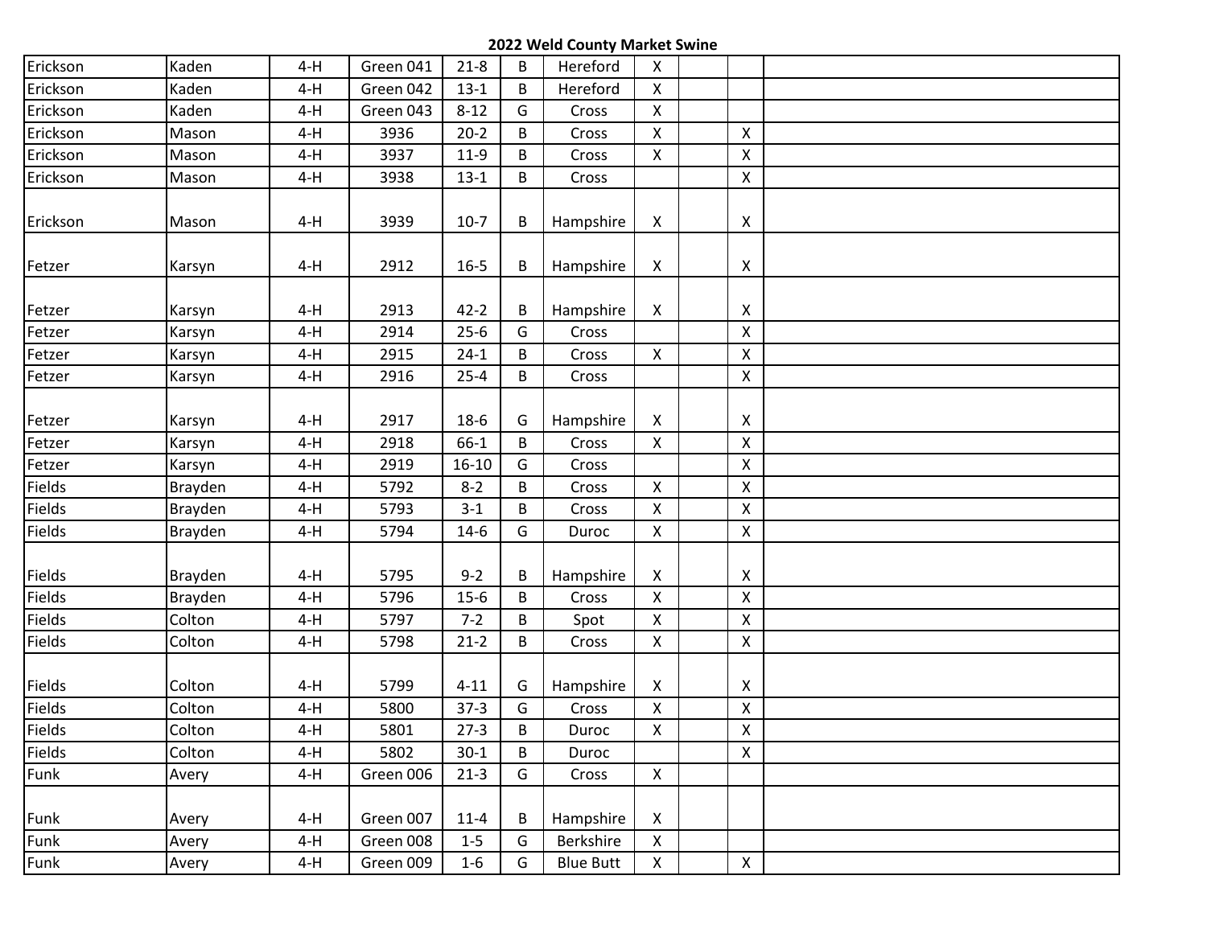## 2022 Weld County Market Swine

| | | | | | | | | | | |
|---|---|---|---|---|---|---|---|---|---|---|
| Erickson | Kaden | 4-H | Green 041 | 21-8 | B | Hereford | X | | | |
| Erickson | Kaden | 4-H | Green 042 | 13-1 | B | Hereford | X | | | |
| Erickson | Kaden | 4-H | Green 043 | 8-12 | G | Cross | X | | | |
| Erickson | Mason | 4-H | 3936 | 20-2 | B | Cross | X | | X | |
| Erickson | Mason | 4-H | 3937 | 11-9 | B | Cross | X | | X | |
| Erickson | Mason | 4-H | 3938 | 13-1 | B | Cross | | | X | |
| Erickson | Mason | 4-H | 3939 | 10-7 | B | Hampshire | X | | X | |
| Fetzer | Karsyn | 4-H | 2912 | 16-5 | B | Hampshire | X | | X | |
| Fetzer | Karsyn | 4-H | 2913 | 42-2 | B | Hampshire | X | | X | |
| Fetzer | Karsyn | 4-H | 2914 | 25-6 | G | Cross | | | X | |
| Fetzer | Karsyn | 4-H | 2915 | 24-1 | B | Cross | X | | X | |
| Fetzer | Karsyn | 4-H | 2916 | 25-4 | B | Cross | | | X | |
| Fetzer | Karsyn | 4-H | 2917 | 18-6 | G | Hampshire | X | | X | |
| Fetzer | Karsyn | 4-H | 2918 | 66-1 | B | Cross | X | | X | |
| Fetzer | Karsyn | 4-H | 2919 | 16-10 | G | Cross | | | X | |
| Fields | Brayden | 4-H | 5792 | 8-2 | B | Cross | X | | X | |
| Fields | Brayden | 4-H | 5793 | 3-1 | B | Cross | X | | X | |
| Fields | Brayden | 4-H | 5794 | 14-6 | G | Duroc | X | | X | |
| Fields | Brayden | 4-H | 5795 | 9-2 | B | Hampshire | X | | X | |
| Fields | Brayden | 4-H | 5796 | 15-6 | B | Cross | X | | X | |
| Fields | Colton | 4-H | 5797 | 7-2 | B | Spot | X | | X | |
| Fields | Colton | 4-H | 5798 | 21-2 | B | Cross | X | | X | |
| Fields | Colton | 4-H | 5799 | 4-11 | G | Hampshire | X | | X | |
| Fields | Colton | 4-H | 5800 | 37-3 | G | Cross | X | | X | |
| Fields | Colton | 4-H | 5801 | 27-3 | B | Duroc | X | | X | |
| Fields | Colton | 4-H | 5802 | 30-1 | B | Duroc | | | X | |
| Funk | Avery | 4-H | Green 006 | 21-3 | G | Cross | X | | | |
| Funk | Avery | 4-H | Green 007 | 11-4 | B | Hampshire | X | | | |
| Funk | Avery | 4-H | Green 008 | 1-5 | G | Berkshire | X | | | |
| Funk | Avery | 4-H | Green 009 | 1-6 | G | Blue Butt | X | | X | |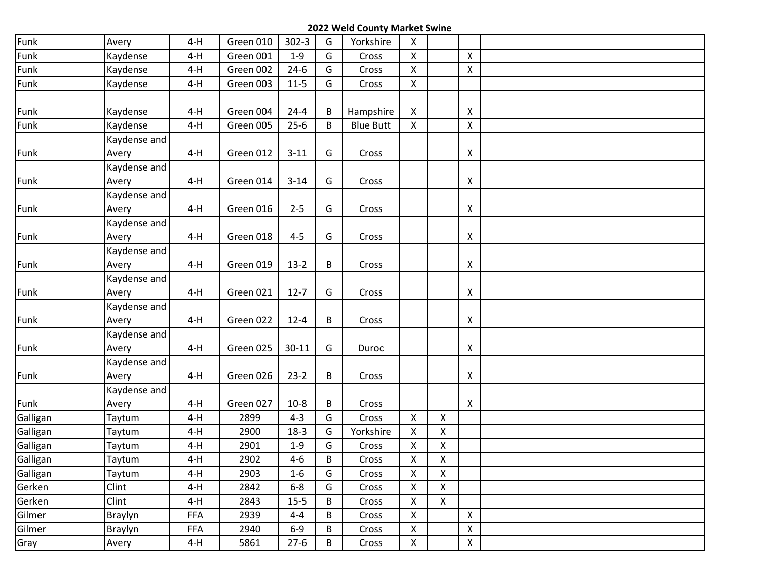# 2022 Weld County Market Swine

| | | | | | | | | | | |
|---|---|---|---|---|---|---|---|---|---|---|
| Funk | Avery | 4-H | Green 010 | 302-3 | G | Yorkshire | X | | | |
| Funk | Kaydense | 4-H | Green 001 | 1-9 | G | Cross | X | | X | |
| Funk | Kaydense | 4-H | Green 002 | 24-6 | G | Cross | X | | X | |
| Funk | Kaydense | 4-H | Green 003 | 11-5 | G | Cross | X | | | |
| Funk | Kaydense | 4-H | Green 004 | 24-4 | B | Hampshire | X | | X | |
| Funk | Kaydense | 4-H | Green 005 | 25-6 | B | Blue Butt | X | | X | |
| Funk | Kaydense and Avery | 4-H | Green 012 | 3-11 | G | Cross | | | X | |
| Funk | Kaydense and Avery | 4-H | Green 014 | 3-14 | G | Cross | | | X | |
| Funk | Kaydense and Avery | 4-H | Green 016 | 2-5 | G | Cross | | | X | |
| Funk | Kaydense and Avery | 4-H | Green 018 | 4-5 | G | Cross | | | X | |
| Funk | Kaydense and Avery | 4-H | Green 019 | 13-2 | B | Cross | | | X | |
| Funk | Kaydense and Avery | 4-H | Green 021 | 12-7 | G | Cross | | | X | |
| Funk | Kaydense and Avery | 4-H | Green 022 | 12-4 | B | Cross | | | X | |
| Funk | Kaydense and Avery | 4-H | Green 025 | 30-11 | G | Duroc | | | X | |
| Funk | Kaydense and Avery | 4-H | Green 026 | 23-2 | B | Cross | | | X | |
| Funk | Kaydense and Avery | 4-H | Green 027 | 10-8 | B | Cross | | | X | |
| Galligan | Taytum | 4-H | 2899 | 4-3 | G | Cross | X | X | | |
| Galligan | Taytum | 4-H | 2900 | 18-3 | G | Yorkshire | X | X | | |
| Galligan | Taytum | 4-H | 2901 | 1-9 | G | Cross | X | X | | |
| Galligan | Taytum | 4-H | 2902 | 4-6 | B | Cross | X | X | | |
| Galligan | Taytum | 4-H | 2903 | 1-6 | G | Cross | X | X | | |
| Gerken | Clint | 4-H | 2842 | 6-8 | G | Cross | X | X | | |
| Gerken | Clint | 4-H | 2843 | 15-5 | B | Cross | X | X | | |
| Gilmer | Braylyn | FFA | 2939 | 4-4 | B | Cross | X | | X | |
| Gilmer | Braylyn | FFA | 2940 | 6-9 | B | Cross | X | | X | |
| Gray | Avery | 4-H | 5861 | 27-6 | B | Cross | X | | X | |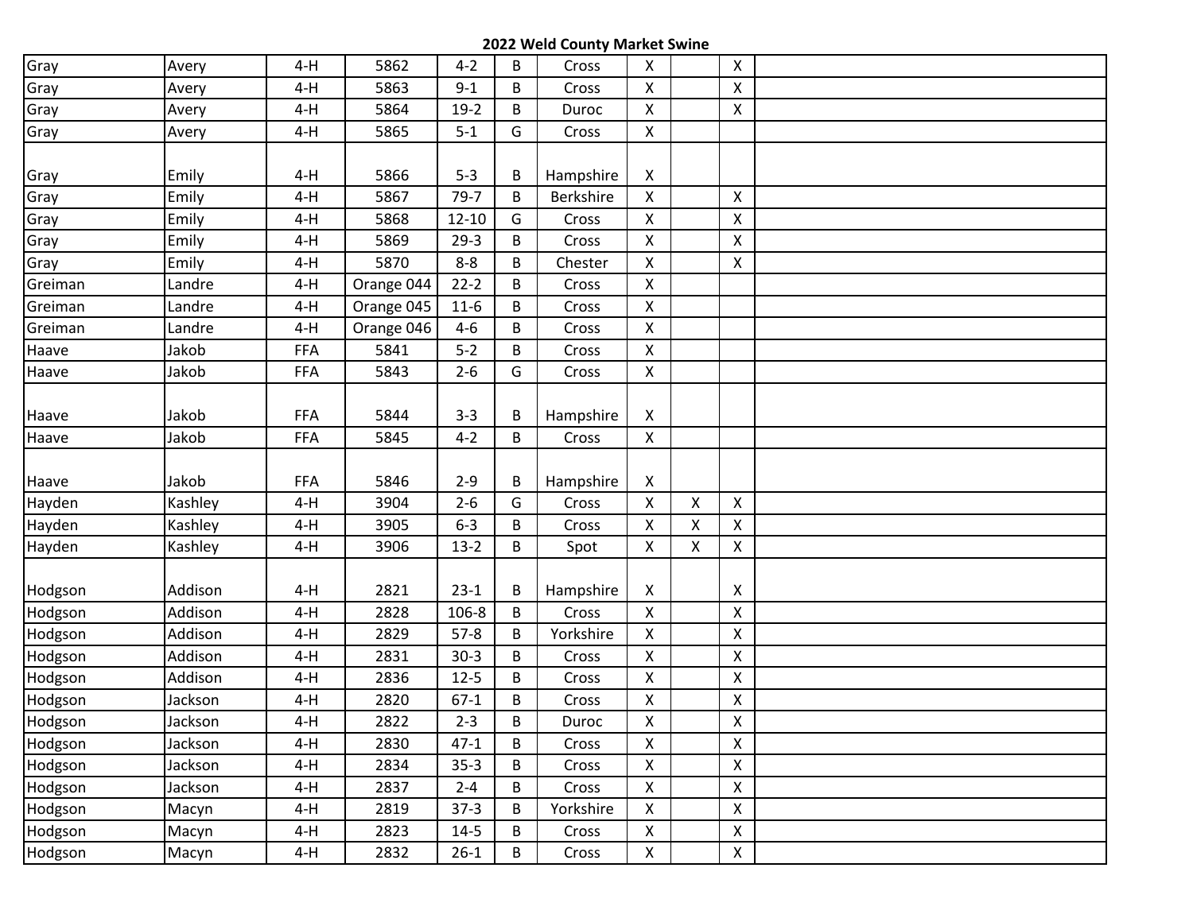# 2022 Weld County Market Swine

| | | | | | | | | | | |
|---|---|---|---|---|---|---|---|---|---|---|
| Gray | Avery | 4-H | 5862 | 4-2 | B | Cross | X | | X | |
| Gray | Avery | 4-H | 5863 | 9-1 | B | Cross | X | | X | |
| Gray | Avery | 4-H | 5864 | 19-2 | B | Duroc | X | | X | |
| Gray | Avery | 4-H | 5865 | 5-1 | G | Cross | X | | | |
| Gray | Emily | 4-H | 5866 | 5-3 | B | Hampshire | X | | | |
| Gray | Emily | 4-H | 5867 | 79-7 | B | Berkshire | X | | X | |
| Gray | Emily | 4-H | 5868 | 12-10 | G | Cross | X | | X | |
| Gray | Emily | 4-H | 5869 | 29-3 | B | Cross | X | | X | |
| Gray | Emily | 4-H | 5870 | 8-8 | B | Chester | X | | X | |
| Greiman | Landre | 4-H | Orange 044 | 22-2 | B | Cross | X | | | |
| Greiman | Landre | 4-H | Orange 045 | 11-6 | B | Cross | X | | | |
| Greiman | Landre | 4-H | Orange 046 | 4-6 | B | Cross | X | | | |
| Haave | Jakob | FFA | 5841 | 5-2 | B | Cross | X | | | |
| Haave | Jakob | FFA | 5843 | 2-6 | G | Cross | X | | | |
| Haave | Jakob | FFA | 5844 | 3-3 | B | Hampshire | X | | | |
| Haave | Jakob | FFA | 5845 | 4-2 | B | Cross | X | | | |
| Haave | Jakob | FFA | 5846 | 2-9 | B | Hampshire | X | | | |
| Hayden | Kashley | 4-H | 3904 | 2-6 | G | Cross | X | X | X | |
| Hayden | Kashley | 4-H | 3905 | 6-3 | B | Cross | X | X | X | |
| Hayden | Kashley | 4-H | 3906 | 13-2 | B | Spot | X | X | X | |
| Hodgson | Addison | 4-H | 2821 | 23-1 | B | Hampshire | X | | X | |
| Hodgson | Addison | 4-H | 2828 | 106-8 | B | Cross | X | | X | |
| Hodgson | Addison | 4-H | 2829 | 57-8 | B | Yorkshire | X | | X | |
| Hodgson | Addison | 4-H | 2831 | 30-3 | B | Cross | X | | X | |
| Hodgson | Addison | 4-H | 2836 | 12-5 | B | Cross | X | | X | |
| Hodgson | Jackson | 4-H | 2820 | 67-1 | B | Cross | X | | X | |
| Hodgson | Jackson | 4-H | 2822 | 2-3 | B | Duroc | X | | X | |
| Hodgson | Jackson | 4-H | 2830 | 47-1 | B | Cross | X | | X | |
| Hodgson | Jackson | 4-H | 2834 | 35-3 | B | Cross | X | | X | |
| Hodgson | Jackson | 4-H | 2837 | 2-4 | B | Cross | X | | X | |
| Hodgson | Macyn | 4-H | 2819 | 37-3 | B | Yorkshire | X | | X | |
| Hodgson | Macyn | 4-H | 2823 | 14-5 | B | Cross | X | | X | |
| Hodgson | Macyn | 4-H | 2832 | 26-1 | B | Cross | X | | X | |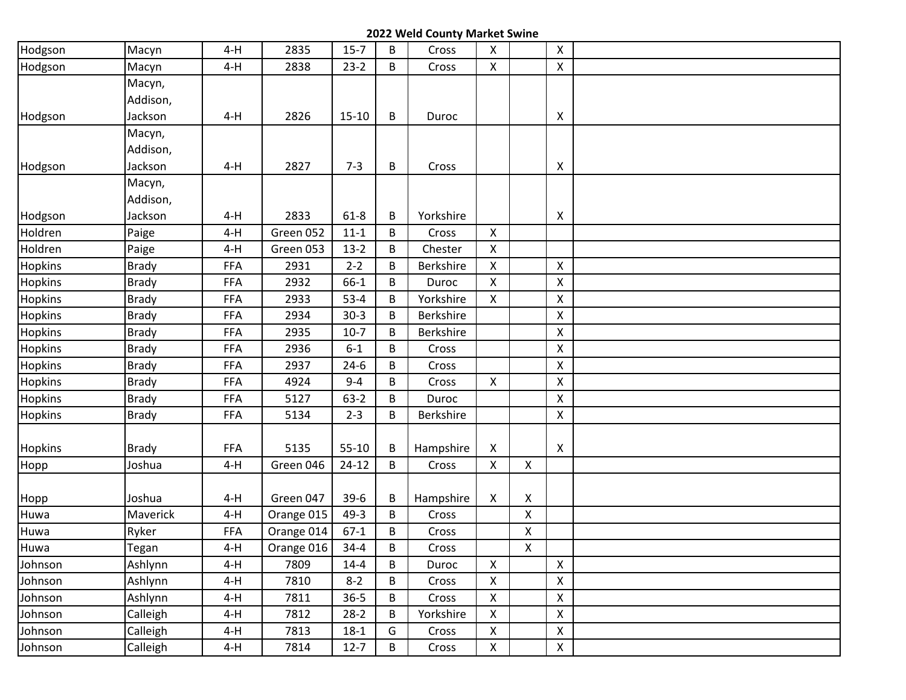## 2022 Weld County Market Swine

| | | | | | | | | | | |
|---|---|---|---|---|---|---|---|---|---|---|
| Hodgson | Macyn | 4-H | 2835 | 15-7 | B | Cross | X | | X | |
| Hodgson | Macyn | 4-H | 2838 | 23-2 | B | Cross | X | | X | |
| Hodgson | Macyn, Addison, Jackson | 4-H | 2826 | 15-10 | B | Duroc | | | X | |
| Hodgson | Macyn, Addison, Jackson | 4-H | 2827 | 7-3 | B | Cross | | | X | |
| Hodgson | Macyn, Addison, Jackson | 4-H | 2833 | 61-8 | B | Yorkshire | | | X | |
| Holdren | Paige | 4-H | Green 052 | 11-1 | B | Cross | X | | | |
| Holdren | Paige | 4-H | Green 053 | 13-2 | B | Chester | X | | | |
| Hopkins | Brady | FFA | 2931 | 2-2 | B | Berkshire | X | | X | |
| Hopkins | Brady | FFA | 2932 | 66-1 | B | Duroc | X | | X | |
| Hopkins | Brady | FFA | 2933 | 53-4 | B | Yorkshire | X | | X | |
| Hopkins | Brady | FFA | 2934 | 30-3 | B | Berkshire | | | X | |
| Hopkins | Brady | FFA | 2935 | 10-7 | B | Berkshire | | | X | |
| Hopkins | Brady | FFA | 2936 | 6-1 | B | Cross | | | X | |
| Hopkins | Brady | FFA | 2937 | 24-6 | B | Cross | | | X | |
| Hopkins | Brady | FFA | 4924 | 9-4 | B | Cross | X | | X | |
| Hopkins | Brady | FFA | 5127 | 63-2 | B | Duroc | | | X | |
| Hopkins | Brady | FFA | 5134 | 2-3 | B | Berkshire | | | X | |
| Hopkins | Brady | FFA | 5135 | 55-10 | B | Hampshire | X | | X | |
| Hopp | Joshua | 4-H | Green 046 | 24-12 | B | Cross | X | X | | |
| Hopp | Joshua | 4-H | Green 047 | 39-6 | B | Hampshire | X | X | | |
| Huwa | Maverick | 4-H | Orange 015 | 49-3 | B | Cross | | X | | |
| Huwa | Ryker | FFA | Orange 014 | 67-1 | B | Cross | | X | | |
| Huwa | Tegan | 4-H | Orange 016 | 34-4 | B | Cross | | X | | |
| Johnson | Ashlynn | 4-H | 7809 | 14-4 | B | Duroc | X | | X | |
| Johnson | Ashlynn | 4-H | 7810 | 8-2 | B | Cross | X | | X | |
| Johnson | Ashlynn | 4-H | 7811 | 36-5 | B | Cross | X | | X | |
| Johnson | Calleigh | 4-H | 7812 | 28-2 | B | Yorkshire | X | | X | |
| Johnson | Calleigh | 4-H | 7813 | 18-1 | G | Cross | X | | X | |
| Johnson | Calleigh | 4-H | 7814 | 12-7 | B | Cross | X | | X | |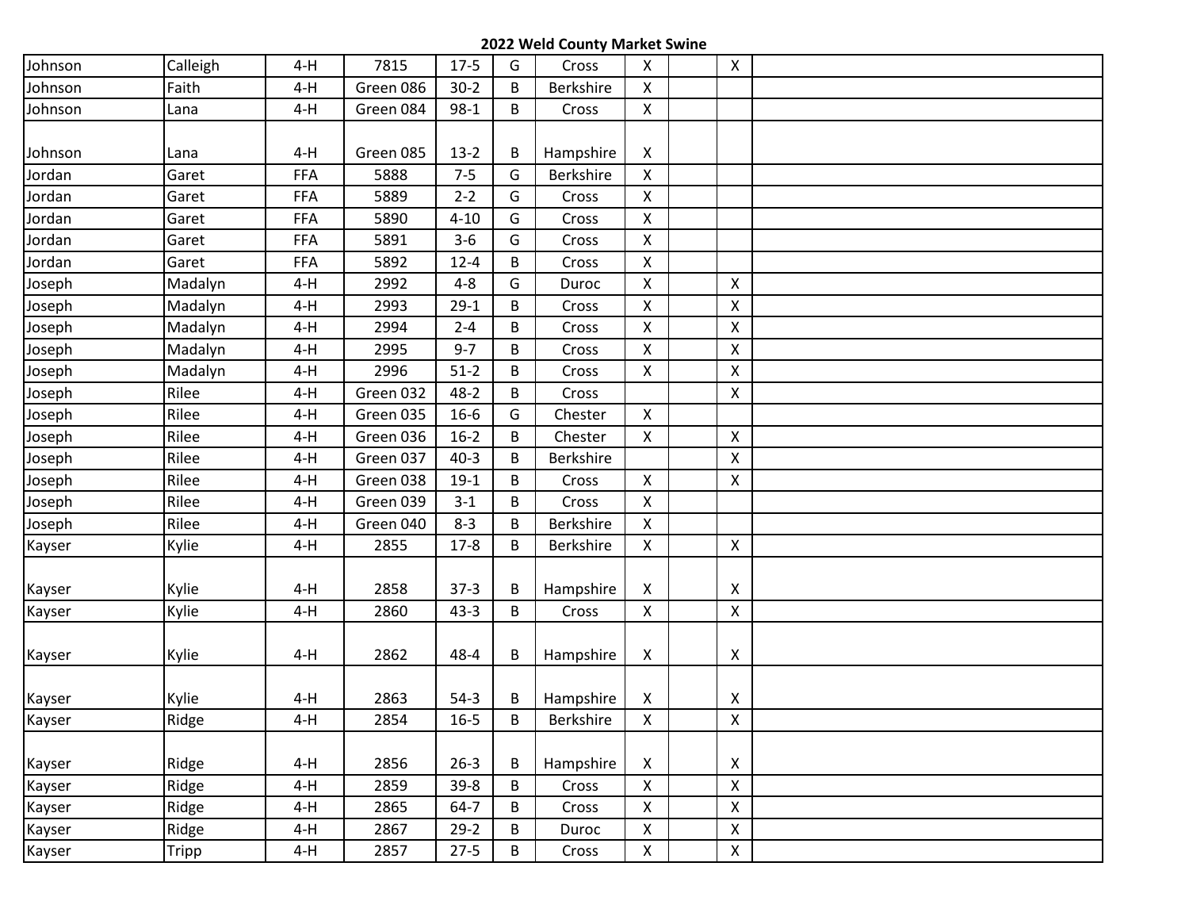## 2022 Weld County Market Swine

| | | | | | | | | | | |
|---|---|---|---|---|---|---|---|---|---|---|
| Johnson | Calleigh | 4-H | 7815 | 17-5 | G | Cross | X | | X | |
| Johnson | Faith | 4-H | Green 086 | 30-2 | B | Berkshire | X | | | |
| Johnson | Lana | 4-H | Green 084 | 98-1 | B | Cross | X | | | |
| Johnson | Lana | 4-H | Green 085 | 13-2 | B | Hampshire | X | | | |
| Jordan | Garet | FFA | 5888 | 7-5 | G | Berkshire | X | | | |
| Jordan | Garet | FFA | 5889 | 2-2 | G | Cross | X | | | |
| Jordan | Garet | FFA | 5890 | 4-10 | G | Cross | X | | | |
| Jordan | Garet | FFA | 5891 | 3-6 | G | Cross | X | | | |
| Jordan | Garet | FFA | 5892 | 12-4 | B | Cross | X | | | |
| Joseph | Madalyn | 4-H | 2992 | 4-8 | G | Duroc | X | | X | |
| Joseph | Madalyn | 4-H | 2993 | 29-1 | B | Cross | X | | X | |
| Joseph | Madalyn | 4-H | 2994 | 2-4 | B | Cross | X | | X | |
| Joseph | Madalyn | 4-H | 2995 | 9-7 | B | Cross | X | | X | |
| Joseph | Madalyn | 4-H | 2996 | 51-2 | B | Cross | X | | X | |
| Joseph | Rilee | 4-H | Green 032 | 48-2 | B | Cross | | | X | |
| Joseph | Rilee | 4-H | Green 035 | 16-6 | G | Chester | X | | | |
| Joseph | Rilee | 4-H | Green 036 | 16-2 | B | Chester | X | | X | |
| Joseph | Rilee | 4-H | Green 037 | 40-3 | B | Berkshire | | | X | |
| Joseph | Rilee | 4-H | Green 038 | 19-1 | B | Cross | X | | X | |
| Joseph | Rilee | 4-H | Green 039 | 3-1 | B | Cross | X | | | |
| Joseph | Rilee | 4-H | Green 040 | 8-3 | B | Berkshire | X | | | |
| Kayser | Kylie | 4-H | 2855 | 17-8 | B | Berkshire | X | | X | |
| Kayser | Kylie | 4-H | 2858 | 37-3 | B | Hampshire | X | | X | |
| Kayser | Kylie | 4-H | 2860 | 43-3 | B | Cross | X | | X | |
| Kayser | Kylie | 4-H | 2862 | 48-4 | B | Hampshire | X | | X | |
| Kayser | Kylie | 4-H | 2863 | 54-3 | B | Hampshire | X | | X | |
| Kayser | Ridge | 4-H | 2854 | 16-5 | B | Berkshire | X | | X | |
| Kayser | Ridge | 4-H | 2856 | 26-3 | B | Hampshire | X | | X | |
| Kayser | Ridge | 4-H | 2859 | 39-8 | B | Cross | X | | X | |
| Kayser | Ridge | 4-H | 2865 | 64-7 | B | Cross | X | | X | |
| Kayser | Ridge | 4-H | 2867 | 29-2 | B | Duroc | X | | X | |
| Kayser | Tripp | 4-H | 2857 | 27-5 | B | Cross | X | | X | |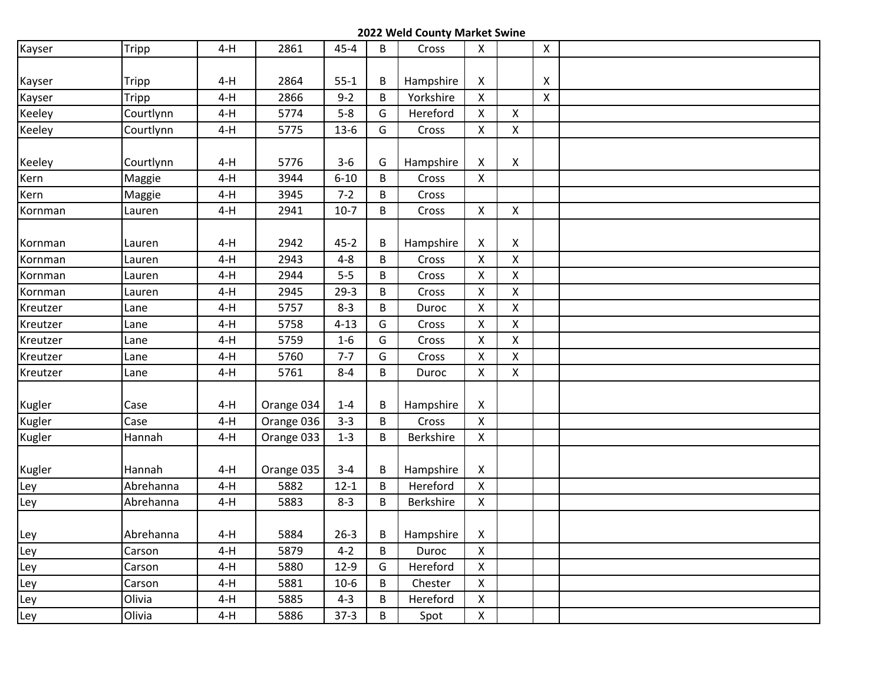## 2022 Weld County Market Swine

| | | | | | | | | | | |
|---|---|---|---|---|---|---|---|---|---|---|
| Kayser | Tripp | 4-H | 2861 | 45-4 | B | Cross | X | | X | |
| Kayser | Tripp | 4-H | 2864 | 55-1 | B | Hampshire | X | | X | |
| Kayser | Tripp | 4-H | 2866 | 9-2 | B | Yorkshire | X | | X | |
| Keeley | Courtlynn | 4-H | 5774 | 5-8 | G | Hereford | X | X | | |
| Keeley | Courtlynn | 4-H | 5775 | 13-6 | G | Cross | X | X | | |
| Keeley | Courtlynn | 4-H | 5776 | 3-6 | G | Hampshire | X | X | | |
| Kern | Maggie | 4-H | 3944 | 6-10 | B | Cross | X | | | |
| Kern | Maggie | 4-H | 3945 | 7-2 | B | Cross | | | | |
| Kornman | Lauren | 4-H | 2941 | 10-7 | B | Cross | X | X | | |
| Kornman | Lauren | 4-H | 2942 | 45-2 | B | Hampshire | X | X | | |
| Kornman | Lauren | 4-H | 2943 | 4-8 | B | Cross | X | X | | |
| Kornman | Lauren | 4-H | 2944 | 5-5 | B | Cross | X | X | | |
| Kornman | Lauren | 4-H | 2945 | 29-3 | B | Cross | X | X | | |
| Kreutzer | Lane | 4-H | 5757 | 8-3 | B | Duroc | X | X | | |
| Kreutzer | Lane | 4-H | 5758 | 4-13 | G | Cross | X | X | | |
| Kreutzer | Lane | 4-H | 5759 | 1-6 | G | Cross | X | X | | |
| Kreutzer | Lane | 4-H | 5760 | 7-7 | G | Cross | X | X | | |
| Kreutzer | Lane | 4-H | 5761 | 8-4 | B | Duroc | X | X | | |
| Kugler | Case | 4-H | Orange 034 | 1-4 | B | Hampshire | X | | | |
| Kugler | Case | 4-H | Orange 036 | 3-3 | B | Cross | X | | | |
| Kugler | Hannah | 4-H | Orange 033 | 1-3 | B | Berkshire | X | | | |
| Kugler | Hannah | 4-H | Orange 035 | 3-4 | B | Hampshire | X | | | |
| Ley | Abrehanna | 4-H | 5882 | 12-1 | B | Hereford | X | | | |
| Ley | Abrehanna | 4-H | 5883 | 8-3 | B | Berkshire | X | | | |
| Ley | Abrehanna | 4-H | 5884 | 26-3 | B | Hampshire | X | | | |
| Ley | Carson | 4-H | 5879 | 4-2 | B | Duroc | X | | | |
| Ley | Carson | 4-H | 5880 | 12-9 | G | Hereford | X | | | |
| Ley | Carson | 4-H | 5881 | 10-6 | B | Chester | X | | | |
| Ley | Olivia | 4-H | 5885 | 4-3 | B | Hereford | X | | | |
| Ley | Olivia | 4-H | 5886 | 37-3 | B | Spot | X | | | |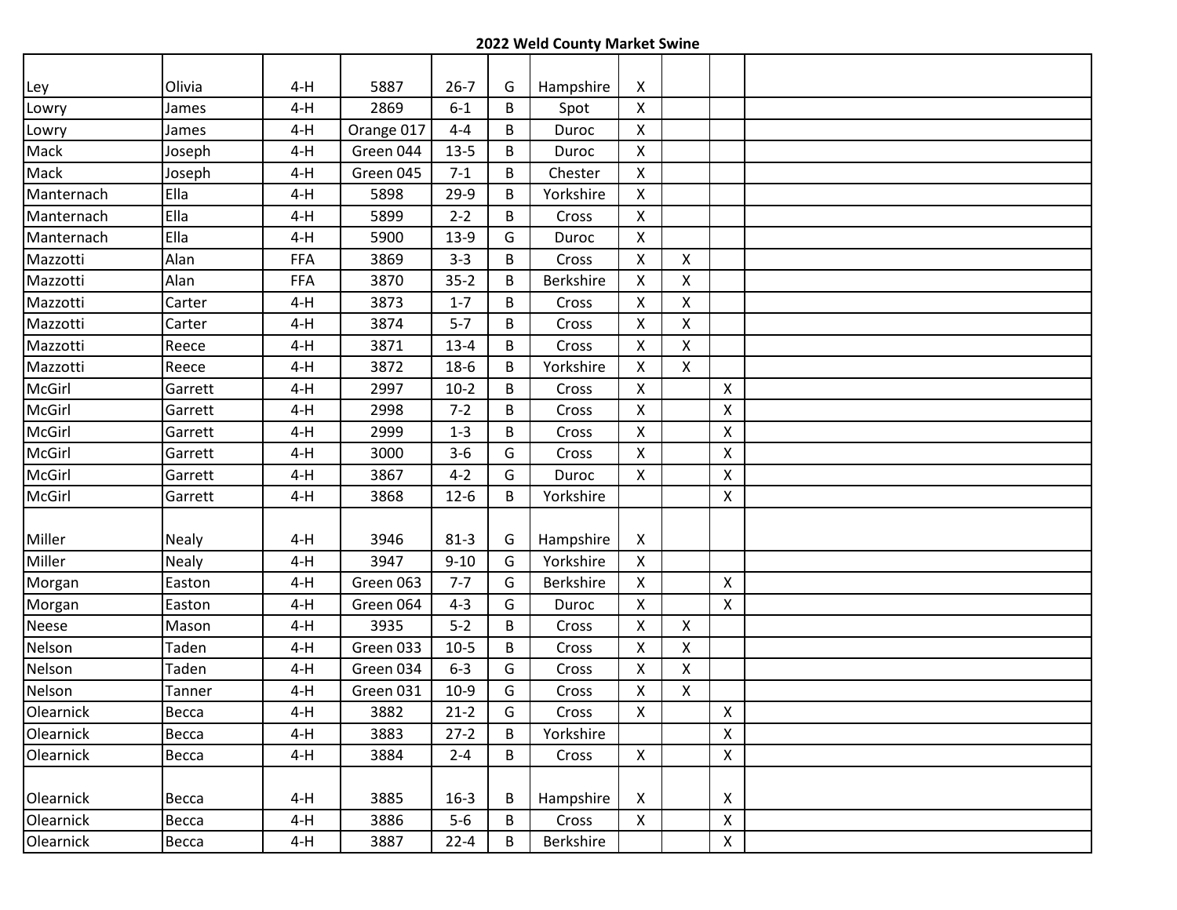## 2022 Weld County Market Swine

| | | | | | | | | | | |
|---|---|---|---|---|---|---|---|---|---|---|
| Ley | Olivia | 4-H | 5887 | 26-7 | G | Hampshire | X | | | |
| Lowry | James | 4-H | 2869 | 6-1 | B | Spot | X | | | |
| Lowry | James | 4-H | Orange 017 | 4-4 | B | Duroc | X | | | |
| Mack | Joseph | 4-H | Green 044 | 13-5 | B | Duroc | X | | | |
| Mack | Joseph | 4-H | Green 045 | 7-1 | B | Chester | X | | | |
| Manternach | Ella | 4-H | 5898 | 29-9 | B | Yorkshire | X | | | |
| Manternach | Ella | 4-H | 5899 | 2-2 | B | Cross | X | | | |
| Manternach | Ella | 4-H | 5900 | 13-9 | G | Duroc | X | | | |
| Mazzotti | Alan | FFA | 3869 | 3-3 | B | Cross | X | X | | |
| Mazzotti | Alan | FFA | 3870 | 35-2 | B | Berkshire | X | X | | |
| Mazzotti | Carter | 4-H | 3873 | 1-7 | B | Cross | X | X | | |
| Mazzotti | Carter | 4-H | 3874 | 5-7 | B | Cross | X | X | | |
| Mazzotti | Reece | 4-H | 3871 | 13-4 | B | Cross | X | X | | |
| Mazzotti | Reece | 4-H | 3872 | 18-6 | B | Yorkshire | X | X | | |
| McGirl | Garrett | 4-H | 2997 | 10-2 | B | Cross | X | | X | |
| McGirl | Garrett | 4-H | 2998 | 7-2 | B | Cross | X | | X | |
| McGirl | Garrett | 4-H | 2999 | 1-3 | B | Cross | X | | X | |
| McGirl | Garrett | 4-H | 3000 | 3-6 | G | Cross | X | | X | |
| McGirl | Garrett | 4-H | 3867 | 4-2 | G | Duroc | X | | X | |
| McGirl | Garrett | 4-H | 3868 | 12-6 | B | Yorkshire | | | X | |
| Miller | Nealy | 4-H | 3946 | 81-3 | G | Hampshire | X | | | |
| Miller | Nealy | 4-H | 3947 | 9-10 | G | Yorkshire | X | | | |
| Morgan | Easton | 4-H | Green 063 | 7-7 | G | Berkshire | X | | X | |
| Morgan | Easton | 4-H | Green 064 | 4-3 | G | Duroc | X | | X | |
| Neese | Mason | 4-H | 3935 | 5-2 | B | Cross | X | X | | |
| Nelson | Taden | 4-H | Green 033 | 10-5 | B | Cross | X | X | | |
| Nelson | Taden | 4-H | Green 034 | 6-3 | G | Cross | X | X | | |
| Nelson | Tanner | 4-H | Green 031 | 10-9 | G | Cross | X | X | | |
| Olearnick | Becca | 4-H | 3882 | 21-2 | G | Cross | X | | X | |
| Olearnick | Becca | 4-H | 3883 | 27-2 | B | Yorkshire | | | X | |
| Olearnick | Becca | 4-H | 3884 | 2-4 | B | Cross | X | | X | |
| Olearnick | Becca | 4-H | 3885 | 16-3 | B | Hampshire | X | | X | |
| Olearnick | Becca | 4-H | 3886 | 5-6 | B | Cross | X | | X | |
| Olearnick | Becca | 4-H | 3887 | 22-4 | B | Berkshire | | | X | |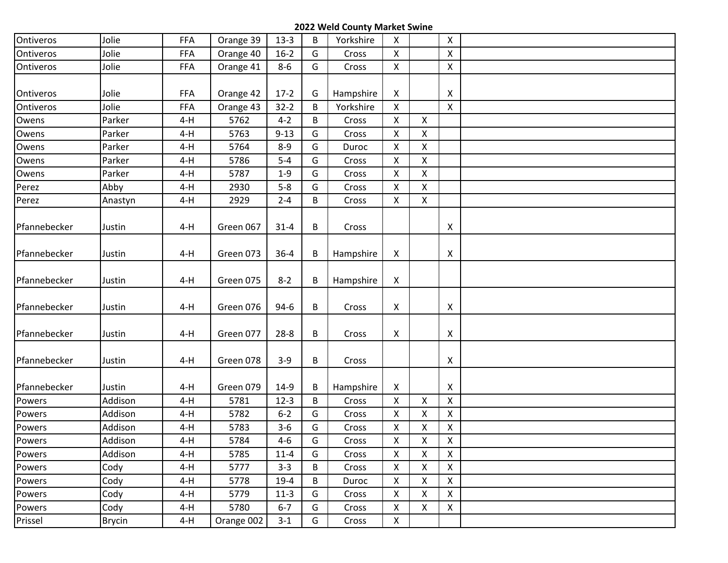## 2022 Weld County Market Swine

| | | | | | | | | | | |
|---|---|---|---|---|---|---|---|---|---|---|
| Ontiveros | Jolie | FFA | Orange 39 | 13-3 | B | Yorkshire | X | | X | |
| Ontiveros | Jolie | FFA | Orange 40 | 16-2 | G | Cross | X | | X | |
| Ontiveros | Jolie | FFA | Orange 41 | 8-6 | G | Cross | X | | X | |
| Ontiveros | Jolie | FFA | Orange 42 | 17-2 | G | Hampshire | X | | X | |
| Ontiveros | Jolie | FFA | Orange 43 | 32-2 | B | Yorkshire | X | | X | |
| Owens | Parker | 4-H | 5762 | 4-2 | B | Cross | X | X | | |
| Owens | Parker | 4-H | 5763 | 9-13 | G | Cross | X | X | | |
| Owens | Parker | 4-H | 5764 | 8-9 | G | Duroc | X | X | | |
| Owens | Parker | 4-H | 5786 | 5-4 | G | Cross | X | X | | |
| Owens | Parker | 4-H | 5787 | 1-9 | G | Cross | X | X | | |
| Perez | Abby | 4-H | 2930 | 5-8 | G | Cross | X | X | | |
| Perez | Anastyn | 4-H | 2929 | 2-4 | B | Cross | X | X | | |
| Pfannebecker | Justin | 4-H | Green 067 | 31-4 | B | Cross | | | X | |
| Pfannebecker | Justin | 4-H | Green 073 | 36-4 | B | Hampshire | X | | X | |
| Pfannebecker | Justin | 4-H | Green 075 | 8-2 | B | Hampshire | X | | | |
| Pfannebecker | Justin | 4-H | Green 076 | 94-6 | B | Cross | X | | X | |
| Pfannebecker | Justin | 4-H | Green 077 | 28-8 | B | Cross | X | | X | |
| Pfannebecker | Justin | 4-H | Green 078 | 3-9 | B | Cross | | | X | |
| Pfannebecker | Justin | 4-H | Green 079 | 14-9 | B | Hampshire | X | | X | |
| Powers | Addison | 4-H | 5781 | 12-3 | B | Cross | X | X | X | |
| Powers | Addison | 4-H | 5782 | 6-2 | G | Cross | X | X | X | |
| Powers | Addison | 4-H | 5783 | 3-6 | G | Cross | X | X | X | |
| Powers | Addison | 4-H | 5784 | 4-6 | G | Cross | X | X | X | |
| Powers | Addison | 4-H | 5785 | 11-4 | G | Cross | X | X | X | |
| Powers | Cody | 4-H | 5777 | 3-3 | B | Cross | X | X | X | |
| Powers | Cody | 4-H | 5778 | 19-4 | B | Duroc | X | X | X | |
| Powers | Cody | 4-H | 5779 | 11-3 | G | Cross | X | X | X | |
| Powers | Cody | 4-H | 5780 | 6-7 | G | Cross | X | X | X | |
| Prissel | Brycin | 4-H | Orange 002 | 3-1 | G | Cross | X | | | |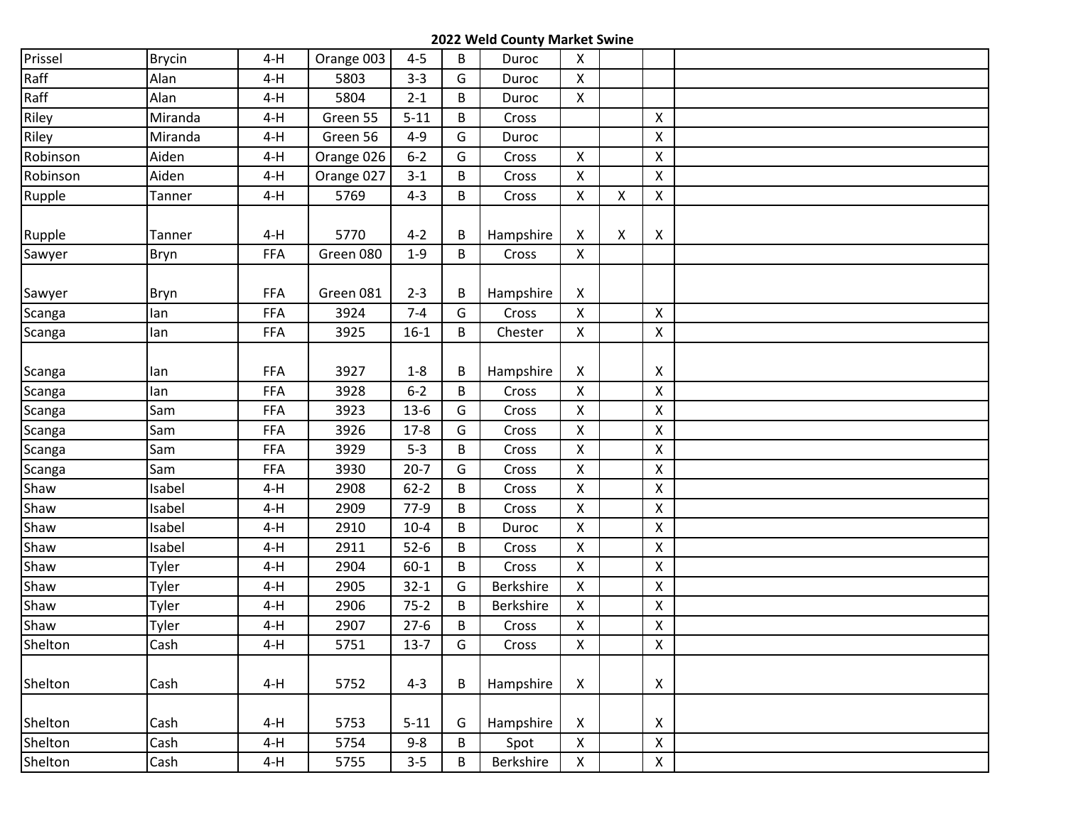## 2022 Weld County Market Swine

| | | | | | | | | | | |
|---|---|---|---|---|---|---|---|---|---|---|
| Prissel | Brycin | 4-H | Orange 003 | 4-5 | B | Duroc | X | | | |
| Raff | Alan | 4-H | 5803 | 3-3 | G | Duroc | X | | | |
| Raff | Alan | 4-H | 5804 | 2-1 | B | Duroc | X | | | |
| Riley | Miranda | 4-H | Green 55 | 5-11 | B | Cross | | | X | |
| Riley | Miranda | 4-H | Green 56 | 4-9 | G | Duroc | | | X | |
| Robinson | Aiden | 4-H | Orange 026 | 6-2 | G | Cross | X | | X | |
| Robinson | Aiden | 4-H | Orange 027 | 3-1 | B | Cross | X | | X | |
| Rupple | Tanner | 4-H | 5769 | 4-3 | B | Cross | X | X | X | |
| Rupple | Tanner | 4-H | 5770 | 4-2 | B | Hampshire | X | X | X | |
| Sawyer | Bryn | FFA | Green 080 | 1-9 | B | Cross | X | | | |
| Sawyer | Bryn | FFA | Green 081 | 2-3 | B | Hampshire | X | | | |
| Scanga | Ian | FFA | 3924 | 7-4 | G | Cross | X | | X | |
| Scanga | Ian | FFA | 3925 | 16-1 | B | Chester | X | | X | |
| Scanga | Ian | FFA | 3927 | 1-8 | B | Hampshire | X | | X | |
| Scanga | Ian | FFA | 3928 | 6-2 | B | Cross | X | | X | |
| Scanga | Sam | FFA | 3923 | 13-6 | G | Cross | X | | X | |
| Scanga | Sam | FFA | 3926 | 17-8 | G | Cross | X | | X | |
| Scanga | Sam | FFA | 3929 | 5-3 | B | Cross | X | | X | |
| Scanga | Sam | FFA | 3930 | 20-7 | G | Cross | X | | X | |
| Shaw | Isabel | 4-H | 2908 | 62-2 | B | Cross | X | | X | |
| Shaw | Isabel | 4-H | 2909 | 77-9 | B | Cross | X | | X | |
| Shaw | Isabel | 4-H | 2910 | 10-4 | B | Duroc | X | | X | |
| Shaw | Isabel | 4-H | 2911 | 52-6 | B | Cross | X | | X | |
| Shaw | Tyler | 4-H | 2904 | 60-1 | B | Cross | X | | X | |
| Shaw | Tyler | 4-H | 2905 | 32-1 | G | Berkshire | X | | X | |
| Shaw | Tyler | 4-H | 2906 | 75-2 | B | Berkshire | X | | X | |
| Shaw | Tyler | 4-H | 2907 | 27-6 | B | Cross | X | | X | |
| Shelton | Cash | 4-H | 5751 | 13-7 | G | Cross | X | | X | |
| Shelton | Cash | 4-H | 5752 | 4-3 | B | Hampshire | X | | X | |
| Shelton | Cash | 4-H | 5753 | 5-11 | G | Hampshire | X | | X | |
| Shelton | Cash | 4-H | 5754 | 9-8 | B | Spot | X | | X | |
| Shelton | Cash | 4-H | 5755 | 3-5 | B | Berkshire | X | | X | |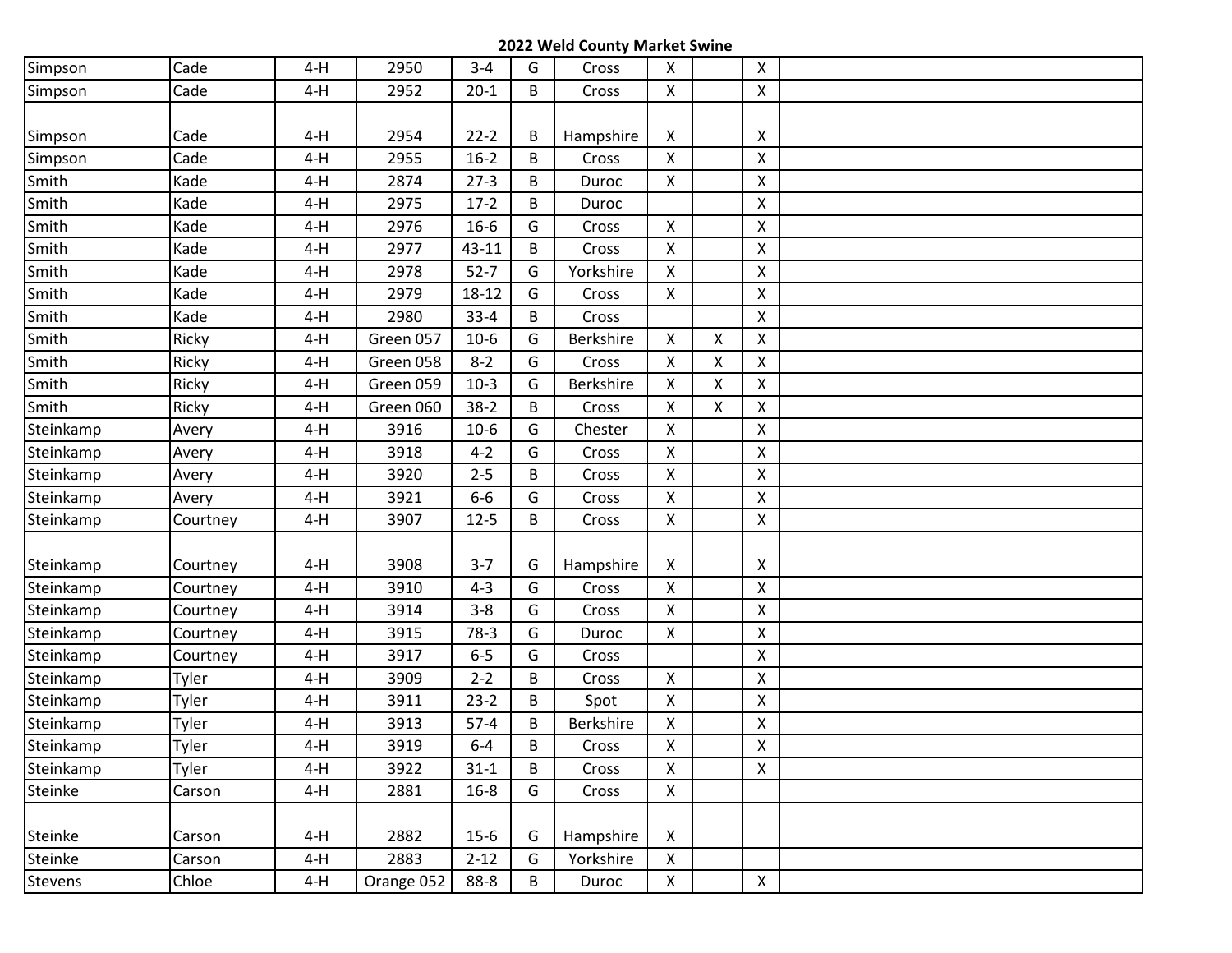# 2022 Weld County Market Swine

| | | | | | | | | | | |
|---|---|---|---|---|---|---|---|---|---|---|
| Simpson | Cade | 4-H | 2950 | 3-4 | G | Cross | X | | X | |
| Simpson | Cade | 4-H | 2952 | 20-1 | B | Cross | X | | X | |
| Simpson | Cade | 4-H | 2954 | 22-2 | B | Hampshire | X | | X | |
| Simpson | Cade | 4-H | 2955 | 16-2 | B | Cross | X | | X | |
| Smith | Kade | 4-H | 2874 | 27-3 | B | Duroc | X | | X | |
| Smith | Kade | 4-H | 2975 | 17-2 | B | Duroc | | | X | |
| Smith | Kade | 4-H | 2976 | 16-6 | G | Cross | X | | X | |
| Smith | Kade | 4-H | 2977 | 43-11 | B | Cross | X | | X | |
| Smith | Kade | 4-H | 2978 | 52-7 | G | Yorkshire | X | | X | |
| Smith | Kade | 4-H | 2979 | 18-12 | G | Cross | X | | X | |
| Smith | Kade | 4-H | 2980 | 33-4 | B | Cross | | | X | |
| Smith | Ricky | 4-H | Green 057 | 10-6 | G | Berkshire | X | X | X | |
| Smith | Ricky | 4-H | Green 058 | 8-2 | G | Cross | X | X | X | |
| Smith | Ricky | 4-H | Green 059 | 10-3 | G | Berkshire | X | X | X | |
| Smith | Ricky | 4-H | Green 060 | 38-2 | B | Cross | X | X | X | |
| Steinkamp | Avery | 4-H | 3916 | 10-6 | G | Chester | X | | X | |
| Steinkamp | Avery | 4-H | 3918 | 4-2 | G | Cross | X | | X | |
| Steinkamp | Avery | 4-H | 3920 | 2-5 | B | Cross | X | | X | |
| Steinkamp | Avery | 4-H | 3921 | 6-6 | G | Cross | X | | X | |
| Steinkamp | Courtney | 4-H | 3907 | 12-5 | B | Cross | X | | X | |
| Steinkamp | Courtney | 4-H | 3908 | 3-7 | G | Hampshire | X | | X | |
| Steinkamp | Courtney | 4-H | 3910 | 4-3 | G | Cross | X | | X | |
| Steinkamp | Courtney | 4-H | 3914 | 3-8 | G | Cross | X | | X | |
| Steinkamp | Courtney | 4-H | 3915 | 78-3 | G | Duroc | X | | X | |
| Steinkamp | Courtney | 4-H | 3917 | 6-5 | G | Cross | | | X | |
| Steinkamp | Tyler | 4-H | 3909 | 2-2 | B | Cross | X | | X | |
| Steinkamp | Tyler | 4-H | 3911 | 23-2 | B | Spot | X | | X | |
| Steinkamp | Tyler | 4-H | 3913 | 57-4 | B | Berkshire | X | | X | |
| Steinkamp | Tyler | 4-H | 3919 | 6-4 | B | Cross | X | | X | |
| Steinkamp | Tyler | 4-H | 3922 | 31-1 | B | Cross | X | | X | |
| Steinke | Carson | 4-H | 2881 | 16-8 | G | Cross | X | | | |
| Steinke | Carson | 4-H | 2882 | 15-6 | G | Hampshire | X | | | |
| Steinke | Carson | 4-H | 2883 | 2-12 | G | Yorkshire | X | | | |
| Stevens | Chloe | 4-H | Orange 052 | 88-8 | B | Duroc | X | | X | |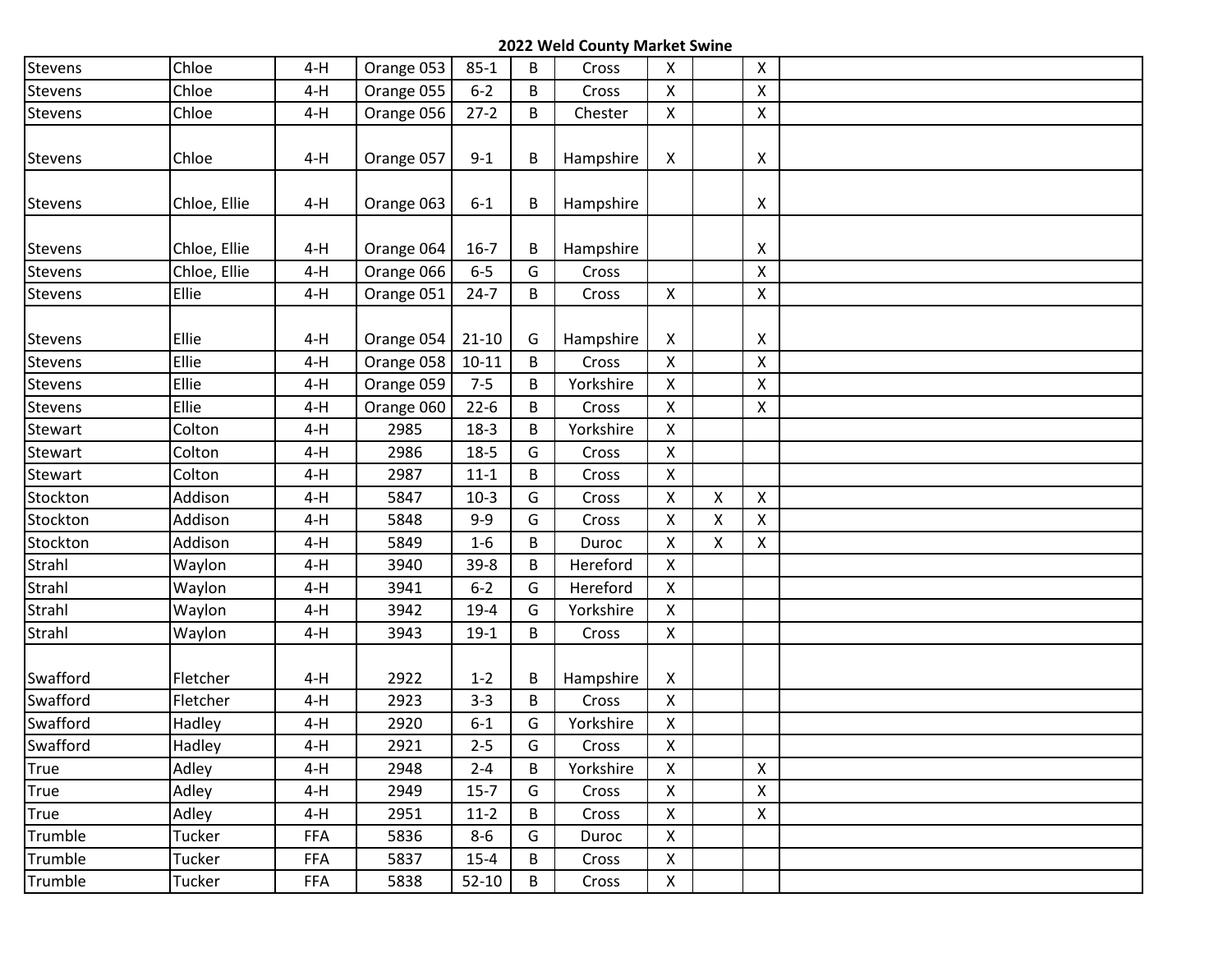## 2022 Weld County Market Swine

| | | | | | | | | | | |
|---|---|---|---|---|---|---|---|---|---|---|
| Stevens | Chloe | 4-H | Orange 053 | 85-1 | B | Cross | X | | X | |
| Stevens | Chloe | 4-H | Orange 055 | 6-2 | B | Cross | X | | X | |
| Stevens | Chloe | 4-H | Orange 056 | 27-2 | B | Chester | X | | X | |
| Stevens | Chloe | 4-H | Orange 057 | 9-1 | B | Hampshire | X | | X | |
| Stevens | Chloe, Ellie | 4-H | Orange 063 | 6-1 | B | Hampshire | | | X | |
| Stevens | Chloe, Ellie | 4-H | Orange 064 | 16-7 | B | Hampshire | | | X | |
| Stevens | Chloe, Ellie | 4-H | Orange 066 | 6-5 | G | Cross | | | X | |
| Stevens | Ellie | 4-H | Orange 051 | 24-7 | B | Cross | X | | X | |
| Stevens | Ellie | 4-H | Orange 054 | 21-10 | G | Hampshire | X | | X | |
| Stevens | Ellie | 4-H | Orange 058 | 10-11 | B | Cross | X | | X | |
| Stevens | Ellie | 4-H | Orange 059 | 7-5 | B | Yorkshire | X | | X | |
| Stevens | Ellie | 4-H | Orange 060 | 22-6 | B | Cross | X | | X | |
| Stewart | Colton | 4-H | 2985 | 18-3 | B | Yorkshire | X | | | |
| Stewart | Colton | 4-H | 2986 | 18-5 | G | Cross | X | | | |
| Stewart | Colton | 4-H | 2987 | 11-1 | B | Cross | X | | | |
| Stockton | Addison | 4-H | 5847 | 10-3 | G | Cross | X | X | X | |
| Stockton | Addison | 4-H | 5848 | 9-9 | G | Cross | X | X | X | |
| Stockton | Addison | 4-H | 5849 | 1-6 | B | Duroc | X | X | X | |
| Strahl | Waylon | 4-H | 3940 | 39-8 | B | Hereford | X | | | |
| Strahl | Waylon | 4-H | 3941 | 6-2 | G | Hereford | X | | | |
| Strahl | Waylon | 4-H | 3942 | 19-4 | G | Yorkshire | X | | | |
| Strahl | Waylon | 4-H | 3943 | 19-1 | B | Cross | X | | | |
| Swafford | Fletcher | 4-H | 2922 | 1-2 | B | Hampshire | X | | | |
| Swafford | Fletcher | 4-H | 2923 | 3-3 | B | Cross | X | | | |
| Swafford | Hadley | 4-H | 2920 | 6-1 | G | Yorkshire | X | | | |
| Swafford | Hadley | 4-H | 2921 | 2-5 | G | Cross | X | | | |
| True | Adley | 4-H | 2948 | 2-4 | B | Yorkshire | X | | X | |
| True | Adley | 4-H | 2949 | 15-7 | G | Cross | X | | X | |
| True | Adley | 4-H | 2951 | 11-2 | B | Cross | X | | X | |
| Trumble | Tucker | FFA | 5836 | 8-6 | G | Duroc | X | | | |
| Trumble | Tucker | FFA | 5837 | 15-4 | B | Cross | X | | | |
| Trumble | Tucker | FFA | 5838 | 52-10 | B | Cross | X | | | |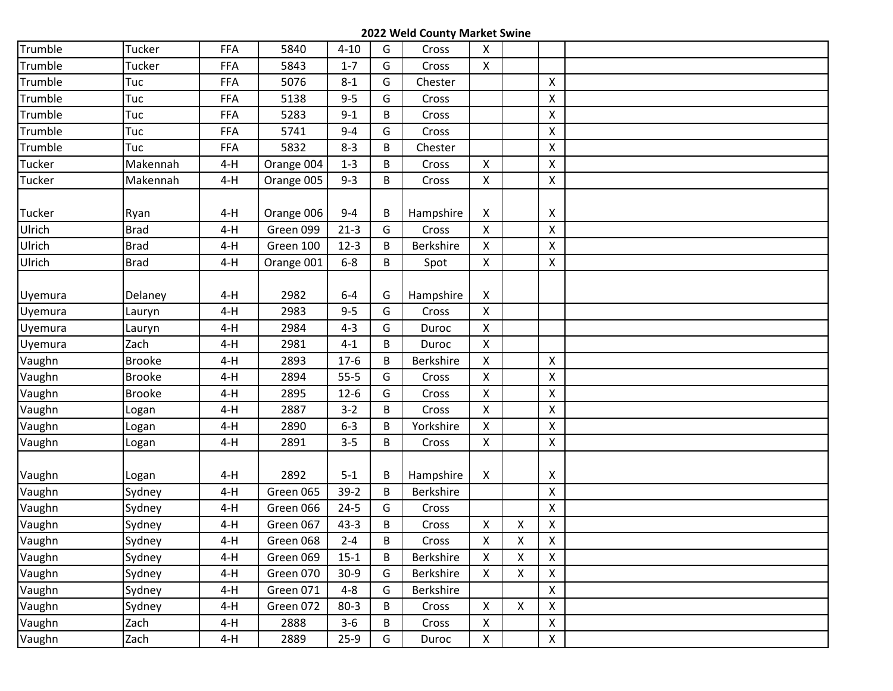## 2022 Weld County Market Swine

| | | | | | | | | | | |
|---|---|---|---|---|---|---|---|---|---|---|
| Trumble | Tucker | FFA | 5840 | 4-10 | G | Cross | X | | | |
| Trumble | Tucker | FFA | 5843 | 1-7 | G | Cross | X | | | |
| Trumble | Tuc | FFA | 5076 | 8-1 | G | Chester | | | X | |
| Trumble | Tuc | FFA | 5138 | 9-5 | G | Cross | | | X | |
| Trumble | Tuc | FFA | 5283 | 9-1 | B | Cross | | | X | |
| Trumble | Tuc | FFA | 5741 | 9-4 | G | Cross | | | X | |
| Trumble | Tuc | FFA | 5832 | 8-3 | B | Chester | | | X | |
| Tucker | Makennah | 4-H | Orange 004 | 1-3 | B | Cross | X | | X | |
| Tucker | Makennah | 4-H | Orange 005 | 9-3 | B | Cross | X | | X | |
| Tucker | Ryan | 4-H | Orange 006 | 9-4 | B | Hampshire | X | | X | |
| Ulrich | Brad | 4-H | Green 099 | 21-3 | G | Cross | X | | X | |
| Ulrich | Brad | 4-H | Green 100 | 12-3 | B | Berkshire | X | | X | |
| Ulrich | Brad | 4-H | Orange 001 | 6-8 | B | Spot | X | | X | |
| Uyemura | Delaney | 4-H | 2982 | 6-4 | G | Hampshire | X | | | |
| Uyemura | Lauryn | 4-H | 2983 | 9-5 | G | Cross | X | | | |
| Uyemura | Lauryn | 4-H | 2984 | 4-3 | G | Duroc | X | | | |
| Uyemura | Zach | 4-H | 2981 | 4-1 | B | Duroc | X | | | |
| Vaughn | Brooke | 4-H | 2893 | 17-6 | B | Berkshire | X | | X | |
| Vaughn | Brooke | 4-H | 2894 | 55-5 | G | Cross | X | | X | |
| Vaughn | Brooke | 4-H | 2895 | 12-6 | G | Cross | X | | X | |
| Vaughn | Logan | 4-H | 2887 | 3-2 | B | Cross | X | | X | |
| Vaughn | Logan | 4-H | 2890 | 6-3 | B | Yorkshire | X | | X | |
| Vaughn | Logan | 4-H | 2891 | 3-5 | B | Cross | X | | X | |
| Vaughn | Logan | 4-H | 2892 | 5-1 | B | Hampshire | X | | X | |
| Vaughn | Sydney | 4-H | Green 065 | 39-2 | B | Berkshire | | | X | |
| Vaughn | Sydney | 4-H | Green 066 | 24-5 | G | Cross | | | X | |
| Vaughn | Sydney | 4-H | Green 067 | 43-3 | B | Cross | X | X | X | |
| Vaughn | Sydney | 4-H | Green 068 | 2-4 | B | Cross | X | X | X | |
| Vaughn | Sydney | 4-H | Green 069 | 15-1 | B | Berkshire | X | X | X | |
| Vaughn | Sydney | 4-H | Green 070 | 30-9 | G | Berkshire | X | X | X | |
| Vaughn | Sydney | 4-H | Green 071 | 4-8 | G | Berkshire | | | X | |
| Vaughn | Sydney | 4-H | Green 072 | 80-3 | B | Cross | X | X | X | |
| Vaughn | Zach | 4-H | 2888 | 3-6 | B | Cross | X | | X | |
| Vaughn | Zach | 4-H | 2889 | 25-9 | G | Duroc | X | | X | |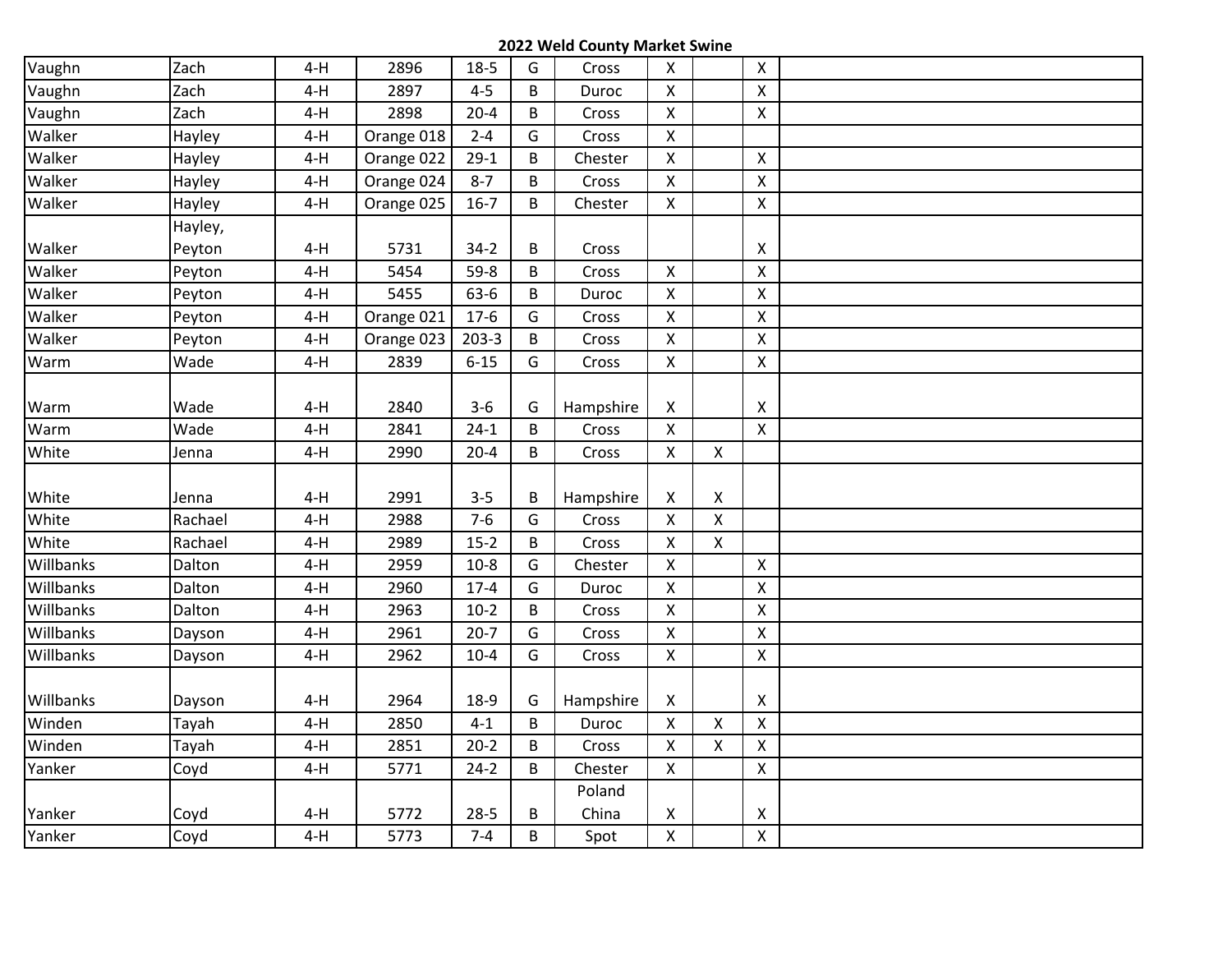# 2022 Weld County Market Swine

| | | | | | | | | | | |
|---|---|---|---|---|---|---|---|---|---|---|
| Vaughn | Zach | 4-H | 2896 | 18-5 | G | Cross | X | | X | |
| Vaughn | Zach | 4-H | 2897 | 4-5 | B | Duroc | X | | X | |
| Vaughn | Zach | 4-H | 2898 | 20-4 | B | Cross | X | | X | |
| Walker | Hayley | 4-H | Orange 018 | 2-4 | G | Cross | X | | | |
| Walker | Hayley | 4-H | Orange 022 | 29-1 | B | Chester | X | | X | |
| Walker | Hayley | 4-H | Orange 024 | 8-7 | B | Cross | X | | X | |
| Walker | Hayley | 4-H | Orange 025 | 16-7 | B | Chester | X | | X | |
| Walker | Hayley, Peyton | 4-H | 5731 | 34-2 | B | Cross | | | X | |
| Walker | Peyton | 4-H | 5454 | 59-8 | B | Cross | X | | X | |
| Walker | Peyton | 4-H | 5455 | 63-6 | B | Duroc | X | | X | |
| Walker | Peyton | 4-H | Orange 021 | 17-6 | G | Cross | X | | X | |
| Walker | Peyton | 4-H | Orange 023 | 203-3 | B | Cross | X | | X | |
| Warm | Wade | 4-H | 2839 | 6-15 | G | Cross | X | | X | |
| Warm | Wade | 4-H | 2840 | 3-6 | G | Hampshire | X | | X | |
| Warm | Wade | 4-H | 2841 | 24-1 | B | Cross | X | | X | |
| White | Jenna | 4-H | 2990 | 20-4 | B | Cross | X | X | | |
| White | Jenna | 4-H | 2991 | 3-5 | B | Hampshire | X | X | | |
| White | Rachael | 4-H | 2988 | 7-6 | G | Cross | X | X | | |
| White | Rachael | 4-H | 2989 | 15-2 | B | Cross | X | X | | |
| Willbanks | Dalton | 4-H | 2959 | 10-8 | G | Chester | X | | X | |
| Willbanks | Dalton | 4-H | 2960 | 17-4 | G | Duroc | X | | X | |
| Willbanks | Dalton | 4-H | 2963 | 10-2 | B | Cross | X | | X | |
| Willbanks | Dayson | 4-H | 2961 | 20-7 | G | Cross | X | | X | |
| Willbanks | Dayson | 4-H | 2962 | 10-4 | G | Cross | X | | X | |
| Willbanks | Dayson | 4-H | 2964 | 18-9 | G | Hampshire | X | | X | |
| Winden | Tayah | 4-H | 2850 | 4-1 | B | Duroc | X | X | X | |
| Winden | Tayah | 4-H | 2851 | 20-2 | B | Cross | X | X | X | |
| Yanker | Coyd | 4-H | 5771 | 24-2 | B | Chester | X | | X | |
| Yanker | Coyd | 4-H | 5772 | 28-5 | B | Poland China | X | | X | |
| Yanker | Coyd | 4-H | 5773 | 7-4 | B | Spot | X | | X | |